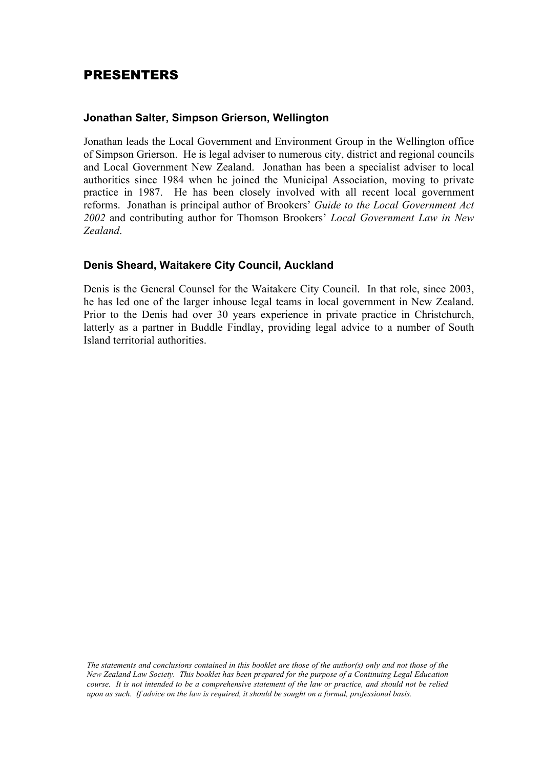# PRESENTERS

### Jonathan Salter, Simpson Grierson, Wellington

Jonathan leads the Local Government and Environment Group in the Wellington office of Simpson Grierson. He is legal adviser to numerous city, district and regional councils and Local Government New Zealand. Jonathan has been a specialist adviser to local authorities since 1984 when he joined the Municipal Association, moving to private practice in 1987. He has been closely involved with all recent local government reforms. Jonathan is principal author of Brookers' *Guide to the Local Government Act 2002* and contributing author for Thomson Brookers' *Local Government Law in New Zealand*.

### Denis Sheard, Waitakere City Council, Auckland

Denis is the General Counsel for the Waitakere City Council. In that role, since 2003, he has led one of the larger inhouse legal teams in local government in New Zealand. Prior to the Denis had over 30 years experience in private practice in Christchurch, latterly as a partner in Buddle Findlay, providing legal advice to a number of South Island territorial authorities.

*The statements and conclusions contained in this booklet are those of the author(s) only and not those of the New Zealand Law Society. This booklet has been prepared for the purpose of a Continuing Legal Education course. It is not intended to be a comprehensive statement of the law or practice, and should not be relied upon as such. If advice on the law is required, it should be sought on a formal, professional basis.*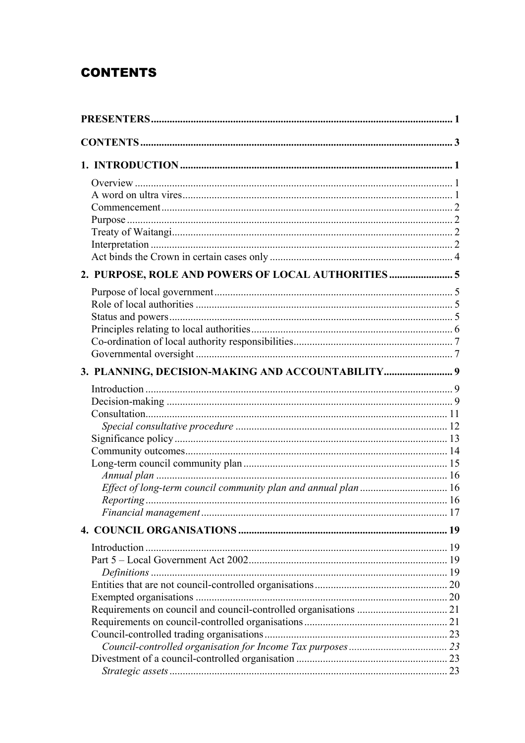# CONTENTS

**PRESENTERS** .......... 1

**CONTENTS** .......... 3

**1. INTRODUCTION** .......... 1

- Overview .......... 1
- A word on ultra vires .......... 1
- Commencement .......... 2
- Purpose .......... 2
- Treaty of Waitangi .......... 2
- Interpretation .......... 2
- Act binds the Crown in certain cases only .......... 4

**2. PURPOSE, ROLE AND POWERS OF LOCAL AUTHORITIES** .......... 5

- Purpose of local government .......... 5
- Role of local authorities .......... 5
- Status and powers .......... 5
- Principles relating to local authorities .......... 6
- Co-ordination of local authority responsibilities .......... 7
- Governmental oversight .......... 7

**3. PLANNING, DECISION-MAKING AND ACCOUNTABILITY** .......... 9

- Introduction .......... 9
- Decision-making .......... 9
- Consultation .......... 11
  - *Special consultative procedure* .......... 12
- Significance policy .......... 13
- Community outcomes .......... 14
- Long-term council community plan .......... 15
  - *Annual plan* .......... 16
  - *Effect of long-term council community plan and annual plan* .......... 16
  - *Reporting* .......... 16
  - *Financial management* .......... 17

**4. COUNCIL ORGANISATIONS** .......... 19

- Introduction .......... 19
- Part 5 – Local Government Act 2002 .......... 19
  - *Definitions* .......... 19
- Entities that are not council-controlled organisations .......... 20
- Exempted organisations .......... 20
- Requirements on council and council-controlled organisations .......... 21
- Requirements on council-controlled organisations .......... 21
- Council-controlled trading organisations .......... 23
  - *Council-controlled organisation for Income Tax purposes* .......... 23
- Divestment of a council-controlled organisation .......... 23
  - *Strategic assets* .......... 23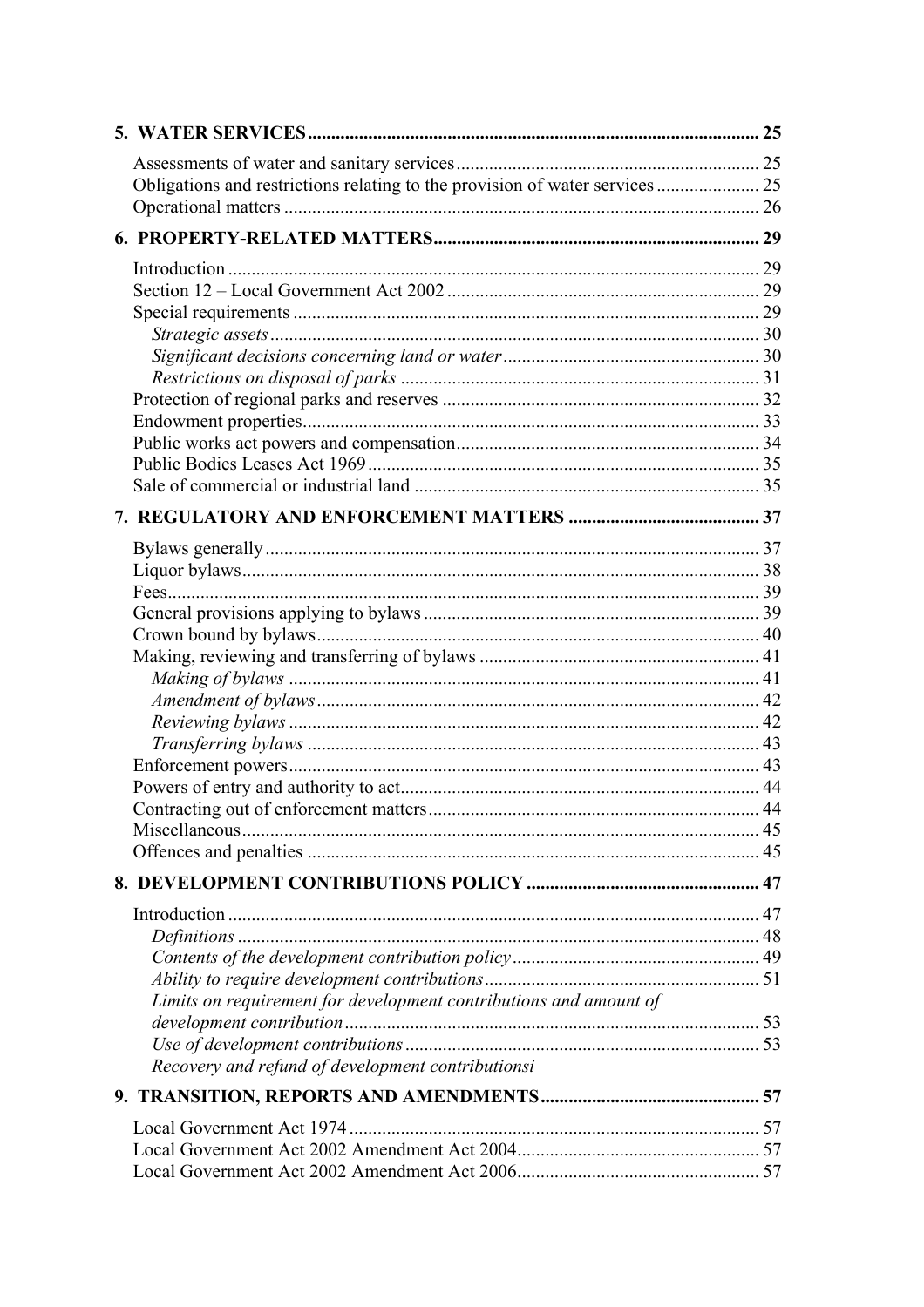**5. WATER SERVICES** .......... 25

Assessments of water and sanitary services .......... 25
Obligations and restrictions relating to the provision of water services .......... 25
Operational matters .......... 26

**6. PROPERTY-RELATED MATTERS** .......... 29

Introduction .......... 29
Section 12 – Local Government Act 2002 .......... 29
Special requirements .......... 29
*Strategic assets* .......... 30
*Significant decisions concerning land or water* .......... 30
*Restrictions on disposal of parks* .......... 31
Protection of regional parks and reserves .......... 32
Endowment properties .......... 33
Public works act powers and compensation .......... 34
Public Bodies Leases Act 1969 .......... 35
Sale of commercial or industrial land .......... 35

**7. REGULATORY AND ENFORCEMENT MATTERS** .......... 37

Bylaws generally .......... 37
Liquor bylaws .......... 38
Fees .......... 39
General provisions applying to bylaws .......... 39
Crown bound by bylaws .......... 40
Making, reviewing and transferring of bylaws .......... 41
*Making of bylaws* .......... 41
*Amendment of bylaws* .......... 42
*Reviewing bylaws* .......... 42
*Transferring bylaws* .......... 43
Enforcement powers .......... 43
Powers of entry and authority to act .......... 44
Contracting out of enforcement matters .......... 44
Miscellaneous .......... 45
Offences and penalties .......... 45

**8. DEVELOPMENT CONTRIBUTIONS POLICY** .......... 47

Introduction .......... 47
*Definitions* .......... 48
*Contents of the development contribution policy* .......... 49
*Ability to require development contributions* .......... 51
*Limits on requirement for development contributions and amount of development contribution* .......... 53
*Use of development contributions* .......... 53
*Recovery and refund of development contributionsi*

**9. TRANSITION, REPORTS AND AMENDMENTS** .......... 57

Local Government Act 1974 .......... 57
Local Government Act 2002 Amendment Act 2004 .......... 57
Local Government Act 2002 Amendment Act 2006 .......... 57